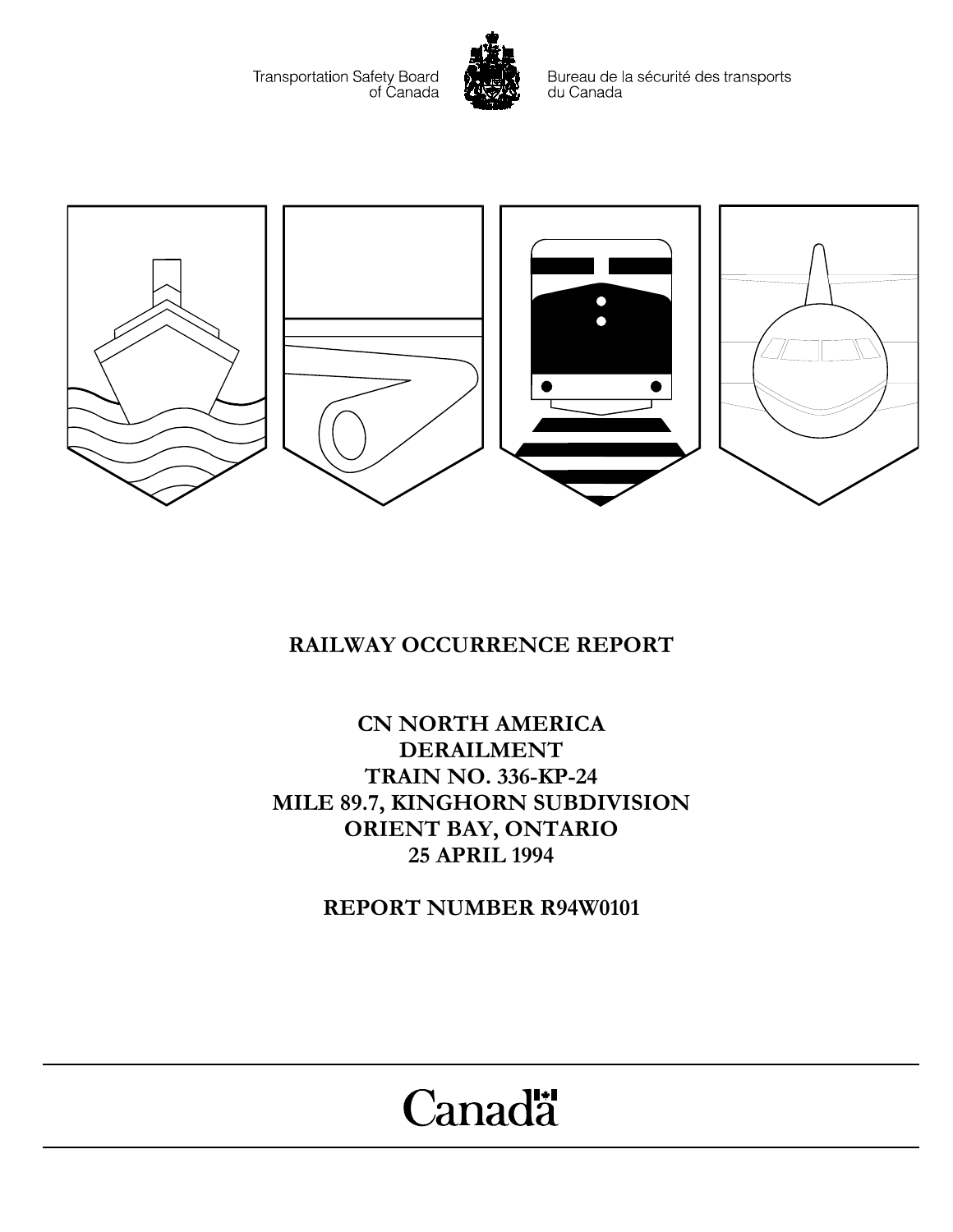Transportation Safety Board of Canada

Bureau de la sécurité des transports du Canada

# RAILWAY OCCURRENCE REPORT

## CN NORTH AMERICA
## DERAILMENT
## TRAIN NO. 336-KP-24
## MILE 89.7, KINGHORN SUBDIVISION
## ORIENT BAY, ONTARIO
## 25 APRIL 1994

## REPORT NUMBER R94W0101

Canada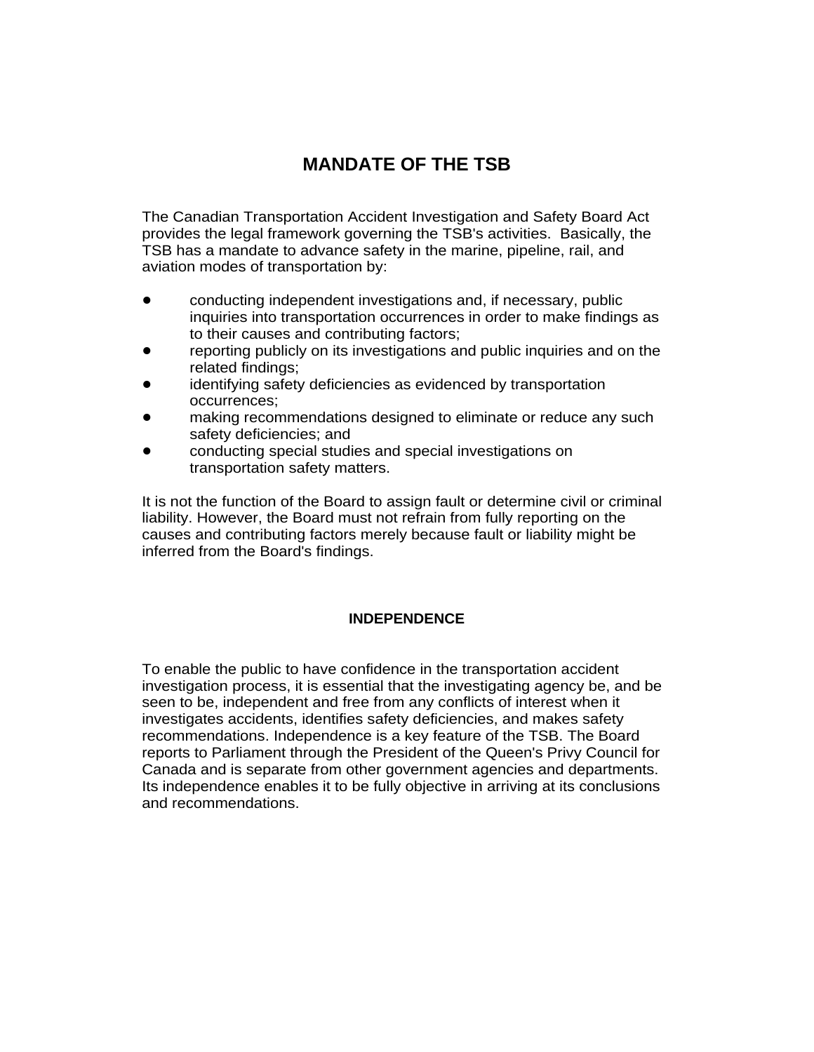# MANDATE OF THE TSB

The Canadian Transportation Accident Investigation and Safety Board Act provides the legal framework governing the TSB's activities. Basically, the TSB has a mandate to advance safety in the marine, pipeline, rail, and aviation modes of transportation by:

- conducting independent investigations and, if necessary, public inquiries into transportation occurrences in order to make findings as to their causes and contributing factors;
- reporting publicly on its investigations and public inquiries and on the related findings;
- identifying safety deficiencies as evidenced by transportation occurrences;
- making recommendations designed to eliminate or reduce any such safety deficiencies; and
- conducting special studies and special investigations on transportation safety matters.

It is not the function of the Board to assign fault or determine civil or criminal liability. However, the Board must not refrain from fully reporting on the causes and contributing factors merely because fault or liability might be inferred from the Board's findings.

## INDEPENDENCE

To enable the public to have confidence in the transportation accident investigation process, it is essential that the investigating agency be, and be seen to be, independent and free from any conflicts of interest when it investigates accidents, identifies safety deficiencies, and makes safety recommendations. Independence is a key feature of the TSB. The Board reports to Parliament through the President of the Queen's Privy Council for Canada and is separate from other government agencies and departments. Its independence enables it to be fully objective in arriving at its conclusions and recommendations.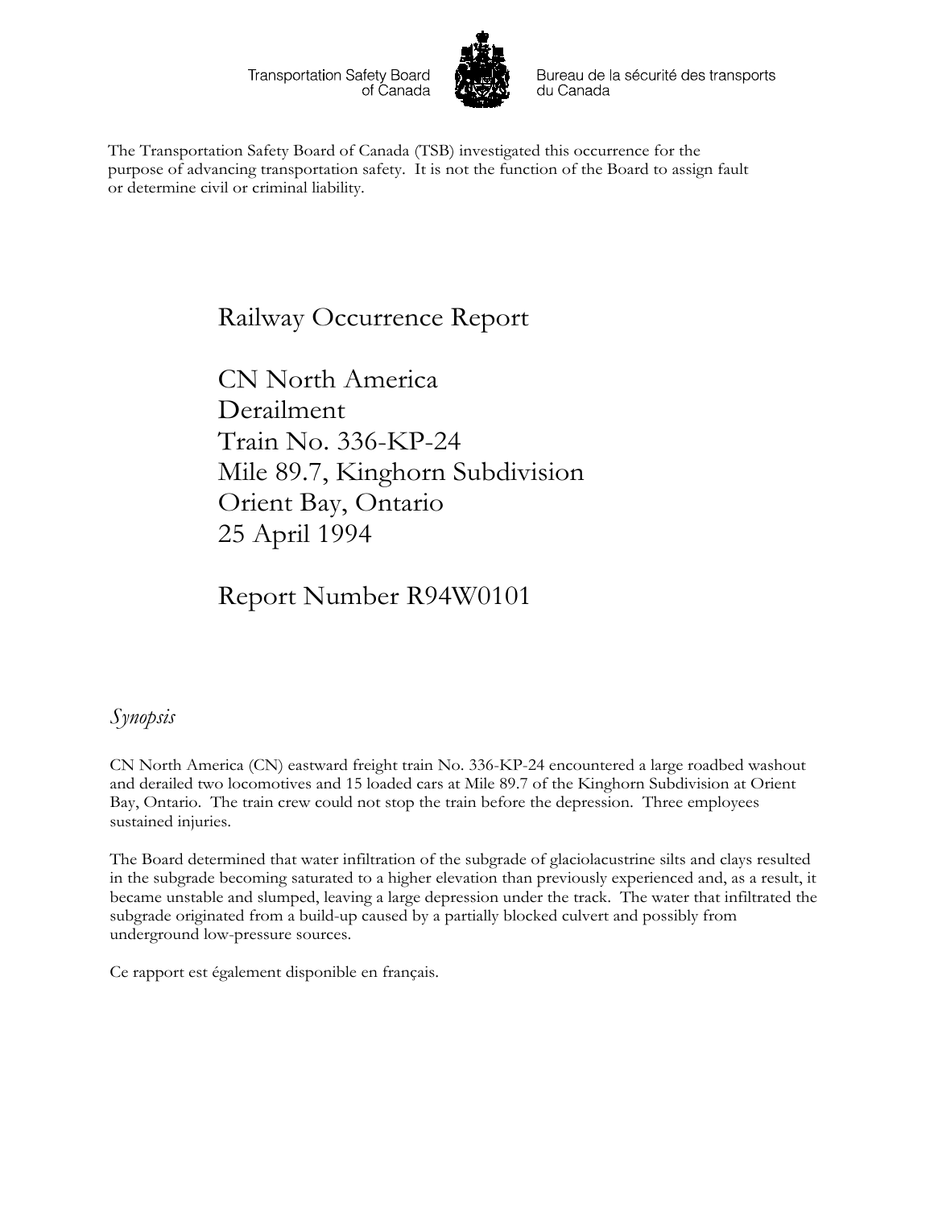Transportation Safety Board of Canada

Bureau de la sécurité des transports du Canada

The Transportation Safety Board of Canada (TSB) investigated this occurrence for the purpose of advancing transportation safety. It is not the function of the Board to assign fault or determine civil or criminal liability.

# Railway Occurrence Report

# CN North America
# Derailment
# Train No. 336-KP-24
# Mile 89.7, Kinghorn Subdivision
# Orient Bay, Ontario
# 25 April 1994

# Report Number R94W0101

## *Synopsis*

CN North America (CN) eastward freight train No. 336-KP-24 encountered a large roadbed washout and derailed two locomotives and 15 loaded cars at Mile 89.7 of the Kinghorn Subdivision at Orient Bay, Ontario. The train crew could not stop the train before the depression. Three employees sustained injuries.

The Board determined that water infiltration of the subgrade of glaciolacustrine silts and clays resulted in the subgrade becoming saturated to a higher elevation than previously experienced and, as a result, it became unstable and slumped, leaving a large depression under the track. The water that infiltrated the subgrade originated from a build-up caused by a partially blocked culvert and possibly from underground low-pressure sources.

Ce rapport est également disponible en français.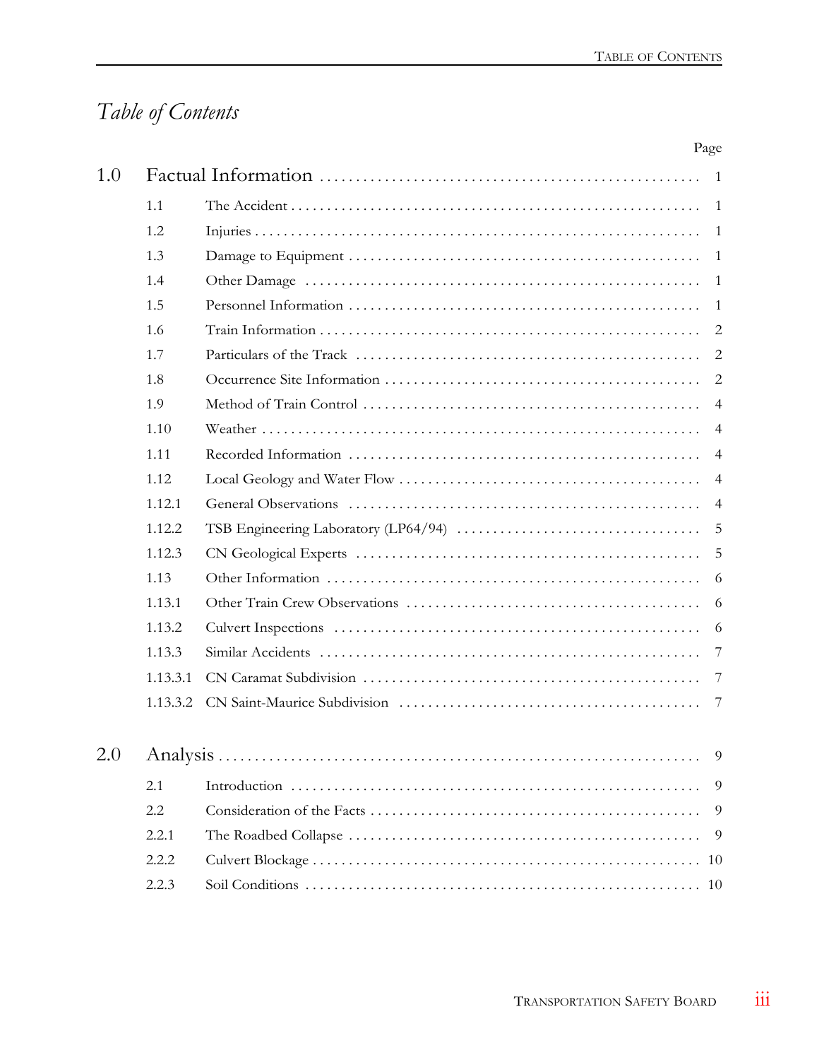# *Table of Contents*

| | | | Page |
|---|---|---|---|
| 1.0 | Factual Information | | 1 |
| | 1.1 | The Accident | 1 |
| | 1.2 | Injuries | 1 |
| | 1.3 | Damage to Equipment | 1 |
| | 1.4 | Other Damage | 1 |
| | 1.5 | Personnel Information | 1 |
| | 1.6 | Train Information | 2 |
| | 1.7 | Particulars of the Track | 2 |
| | 1.8 | Occurrence Site Information | 2 |
| | 1.9 | Method of Train Control | 4 |
| | 1.10 | Weather | 4 |
| | 1.11 | Recorded Information | 4 |
| | 1.12 | Local Geology and Water Flow | 4 |
| | 1.12.1 | General Observations | 4 |
| | 1.12.2 | TSB Engineering Laboratory (LP64/94) | 5 |
| | 1.12.3 | CN Geological Experts | 5 |
| | 1.13 | Other Information | 6 |
| | 1.13.1 | Other Train Crew Observations | 6 |
| | 1.13.2 | Culvert Inspections | 6 |
| | 1.13.3 | Similar Accidents | 7 |
| | 1.13.3.1 | CN Caramat Subdivision | 7 |
| | 1.13.3.2 | CN Saint-Maurice Subdivision | 7 |
| 2.0 | Analysis | | 9 |
| | 2.1 | Introduction | 9 |
| | 2.2 | Consideration of the Facts | 9 |
| | 2.2.1 | The Roadbed Collapse | 9 |
| | 2.2.2 | Culvert Blockage | 10 |
| | 2.2.3 | Soil Conditions | 10 |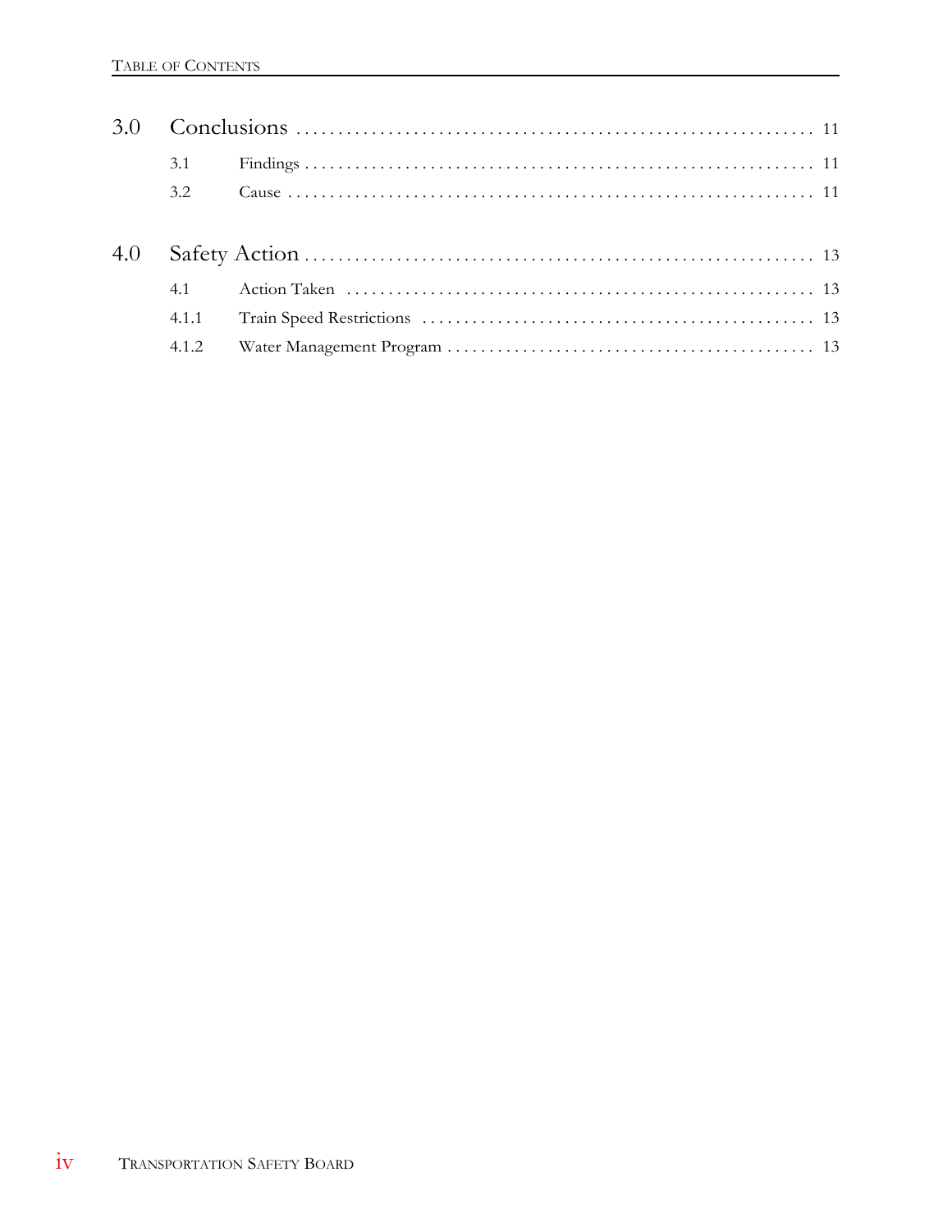| | | |
|---|---|---|
| 3.0 | Conclusions | 11 |
| 3.1 | Findings | 11 |
| 3.2 | Cause | 11 |
| 4.0 | Safety Action | 13 |
| 4.1 | Action Taken | 13 |
| 4.1.1 | Train Speed Restrictions | 13 |
| 4.1.2 | Water Management Program | 13 |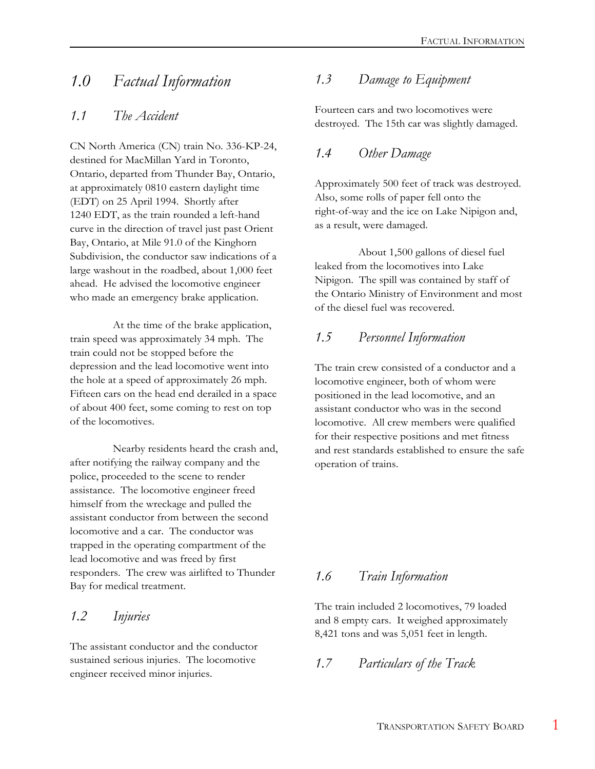# 1.0 Factual Information

## 1.1 The Accident

CN North America (CN) train No. 336-KP-24, destined for MacMillan Yard in Toronto, Ontario, departed from Thunder Bay, Ontario, at approximately 0810 eastern daylight time (EDT) on 25 April 1994. Shortly after 1240 EDT, as the train rounded a left-hand curve in the direction of travel just past Orient Bay, Ontario, at Mile 91.0 of the Kinghorn Subdivision, the conductor saw indications of a large washout in the roadbed, about 1,000 feet ahead. He advised the locomotive engineer who made an emergency brake application.

At the time of the brake application, train speed was approximately 34 mph. The train could not be stopped before the depression and the lead locomotive went into the hole at a speed of approximately 26 mph. Fifteen cars on the head end derailed in a space of about 400 feet, some coming to rest on top of the locomotives.

Nearby residents heard the crash and, after notifying the railway company and the police, proceeded to the scene to render assistance. The locomotive engineer freed himself from the wreckage and pulled the assistant conductor from between the second locomotive and a car. The conductor was trapped in the operating compartment of the lead locomotive and was freed by first responders. The crew was airlifted to Thunder Bay for medical treatment.

## 1.2 Injuries

The assistant conductor and the conductor sustained serious injuries. The locomotive engineer received minor injuries.

## 1.3 Damage to Equipment

Fourteen cars and two locomotives were destroyed. The 15th car was slightly damaged.

## 1.4 Other Damage

Approximately 500 feet of track was destroyed. Also, some rolls of paper fell onto the right-of-way and the ice on Lake Nipigon and, as a result, were damaged.

About 1,500 gallons of diesel fuel leaked from the locomotives into Lake Nipigon. The spill was contained by staff of the Ontario Ministry of Environment and most of the diesel fuel was recovered.

## 1.5 Personnel Information

The train crew consisted of a conductor and a locomotive engineer, both of whom were positioned in the lead locomotive, and an assistant conductor who was in the second locomotive. All crew members were qualified for their respective positions and met fitness and rest standards established to ensure the safe operation of trains.

## 1.6 Train Information

The train included 2 locomotives, 79 loaded and 8 empty cars. It weighed approximately 8,421 tons and was 5,051 feet in length.

## 1.7 Particulars of the Track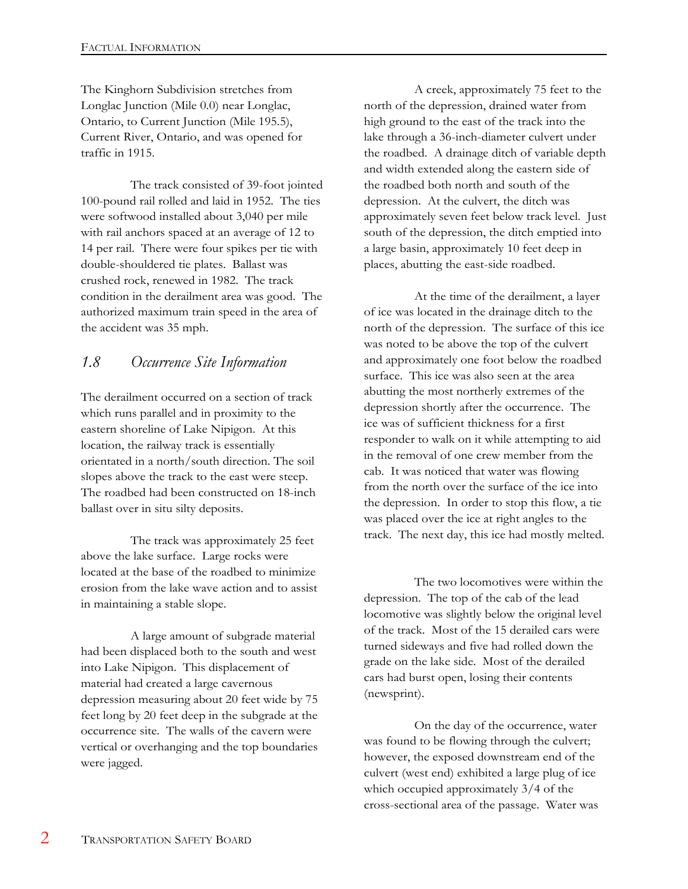The Kinghorn Subdivision stretches from Longlac Junction (Mile 0.0) near Longlac, Ontario, to Current Junction (Mile 195.5), Current River, Ontario, and was opened for traffic in 1915.

The track consisted of 39-foot jointed 100-pound rail rolled and laid in 1952. The ties were softwood installed about 3,040 per mile with rail anchors spaced at an average of 12 to 14 per rail. There were four spikes per tie with double-shouldered tie plates. Ballast was crushed rock, renewed in 1982. The track condition in the derailment area was good. The authorized maximum train speed in the area of the accident was 35 mph.

## *1.8 Occurrence Site Information*

The derailment occurred on a section of track which runs parallel and in proximity to the eastern shoreline of Lake Nipigon. At this location, the railway track is essentially orientated in a north/south direction. The soil slopes above the track to the east were steep. The roadbed had been constructed on 18-inch ballast over in situ silty deposits.

The track was approximately 25 feet above the lake surface. Large rocks were located at the base of the roadbed to minimize erosion from the lake wave action and to assist in maintaining a stable slope.

A large amount of subgrade material had been displaced both to the south and west into Lake Nipigon. This displacement of material had created a large cavernous depression measuring about 20 feet wide by 75 feet long by 20 feet deep in the subgrade at the occurrence site. The walls of the cavern were vertical or overhanging and the top boundaries were jagged.

A creek, approximately 75 feet to the north of the depression, drained water from high ground to the east of the track into the lake through a 36-inch-diameter culvert under the roadbed. A drainage ditch of variable depth and width extended along the eastern side of the roadbed both north and south of the depression. At the culvert, the ditch was approximately seven feet below track level. Just south of the depression, the ditch emptied into a large basin, approximately 10 feet deep in places, abutting the east-side roadbed.

At the time of the derailment, a layer of ice was located in the drainage ditch to the north of the depression. The surface of this ice was noted to be above the top of the culvert and approximately one foot below the roadbed surface. This ice was also seen at the area abutting the most northerly extremes of the depression shortly after the occurrence. The ice was of sufficient thickness for a first responder to walk on it while attempting to aid in the removal of one crew member from the cab. It was noticed that water was flowing from the north over the surface of the ice into the depression. In order to stop this flow, a tie was placed over the ice at right angles to the track. The next day, this ice had mostly melted.

The two locomotives were within the depression. The top of the cab of the lead locomotive was slightly below the original level of the track. Most of the 15 derailed cars were turned sideways and five had rolled down the grade on the lake side. Most of the derailed cars had burst open, losing their contents (newsprint).

On the day of the occurrence, water was found to be flowing through the culvert; however, the exposed downstream end of the culvert (west end) exhibited a large plug of ice which occupied approximately 3/4 of the cross-sectional area of the passage. Water was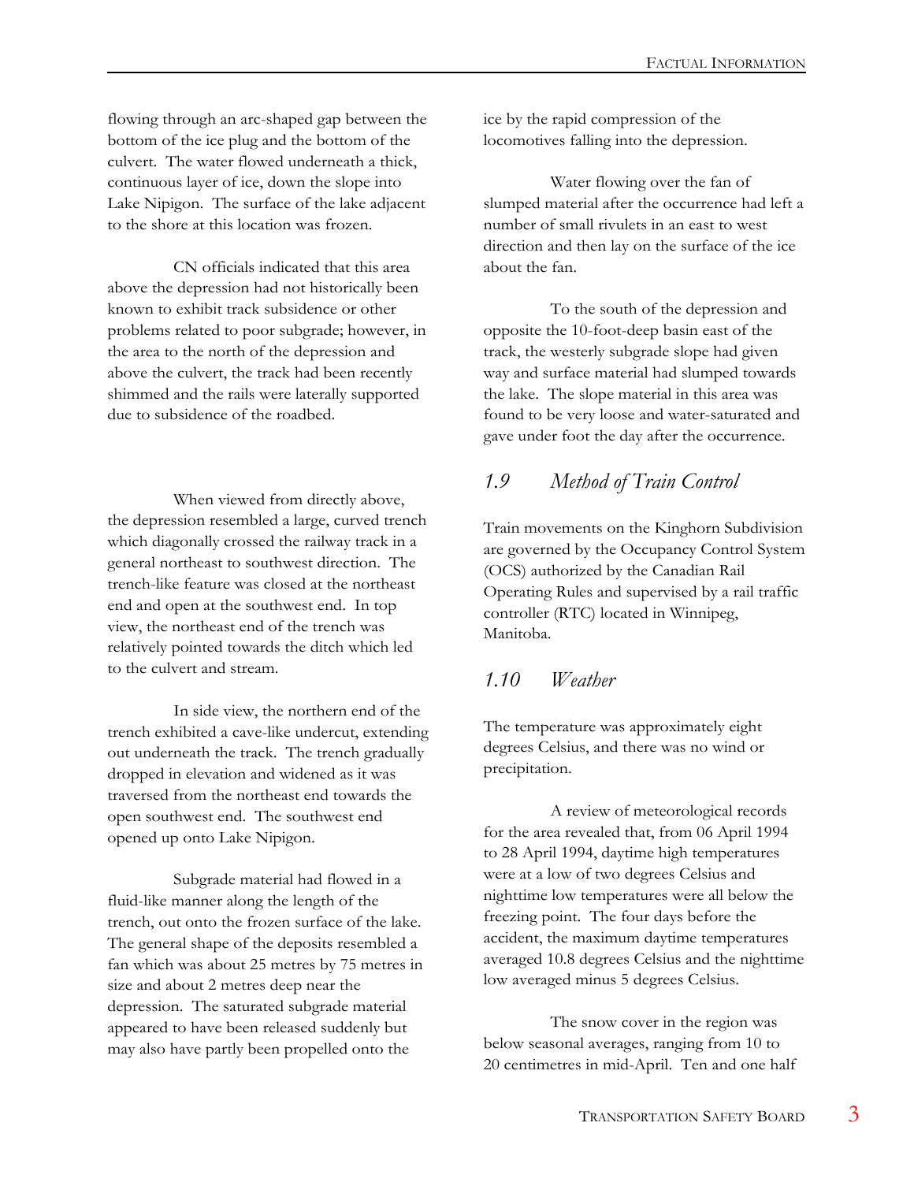flowing through an arc-shaped gap between the bottom of the ice plug and the bottom of the culvert. The water flowed underneath a thick, continuous layer of ice, down the slope into Lake Nipigon. The surface of the lake adjacent to the shore at this location was frozen.

CN officials indicated that this area above the depression had not historically been known to exhibit track subsidence or other problems related to poor subgrade; however, in the area to the north of the depression and above the culvert, the track had been recently shimmed and the rails were laterally supported due to subsidence of the roadbed.

When viewed from directly above, the depression resembled a large, curved trench which diagonally crossed the railway track in a general northeast to southwest direction. The trench-like feature was closed at the northeast end and open at the southwest end. In top view, the northeast end of the trench was relatively pointed towards the ditch which led to the culvert and stream.

In side view, the northern end of the trench exhibited a cave-like undercut, extending out underneath the track. The trench gradually dropped in elevation and widened as it was traversed from the northeast end towards the open southwest end. The southwest end opened up onto Lake Nipigon.

Subgrade material had flowed in a fluid-like manner along the length of the trench, out onto the frozen surface of the lake. The general shape of the deposits resembled a fan which was about 25 metres by 75 metres in size and about 2 metres deep near the depression. The saturated subgrade material appeared to have been released suddenly but may also have partly been propelled onto the ice by the rapid compression of the locomotives falling into the depression.

Water flowing over the fan of slumped material after the occurrence had left a number of small rivulets in an east to west direction and then lay on the surface of the ice about the fan.

To the south of the depression and opposite the 10-foot-deep basin east of the track, the westerly subgrade slope had given way and surface material had slumped towards the lake. The slope material in this area was found to be very loose and water-saturated and gave under foot the day after the occurrence.

## *1.9 Method of Train Control*

Train movements on the Kinghorn Subdivision are governed by the Occupancy Control System (OCS) authorized by the Canadian Rail Operating Rules and supervised by a rail traffic controller (RTC) located in Winnipeg, Manitoba.

## *1.10 Weather*

The temperature was approximately eight degrees Celsius, and there was no wind or precipitation.

A review of meteorological records for the area revealed that, from 06 April 1994 to 28 April 1994, daytime high temperatures were at a low of two degrees Celsius and nighttime low temperatures were all below the freezing point. The four days before the accident, the maximum daytime temperatures averaged 10.8 degrees Celsius and the nighttime low averaged minus 5 degrees Celsius.

The snow cover in the region was below seasonal averages, ranging from 10 to 20 centimetres in mid-April. Ten and one half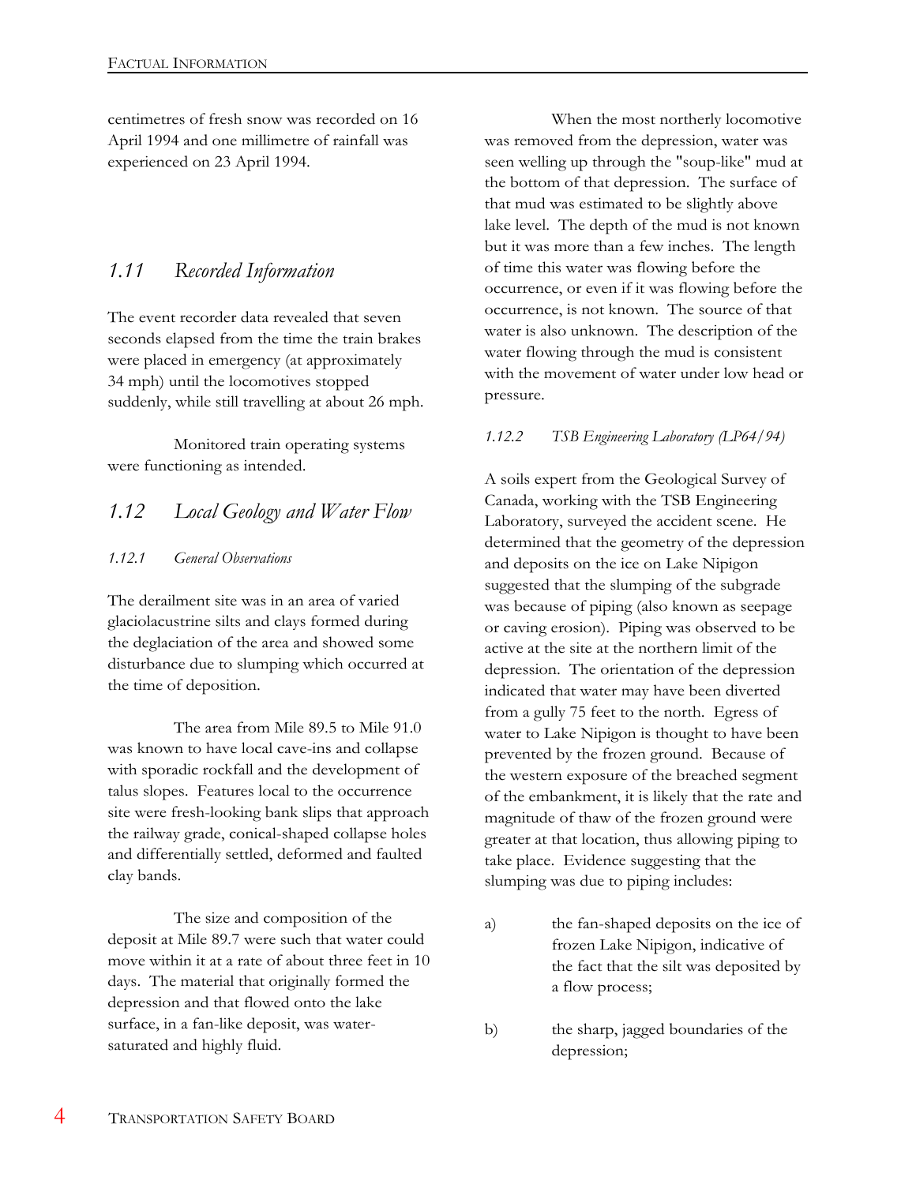centimetres of fresh snow was recorded on 16 April 1994 and one millimetre of rainfall was experienced on 23 April 1994.

## *1.11 Recorded Information*

The event recorder data revealed that seven seconds elapsed from the time the train brakes were placed in emergency (at approximately 34 mph) until the locomotives stopped suddenly, while still travelling at about 26 mph.

Monitored train operating systems were functioning as intended.

## *1.12 Local Geology and Water Flow*

### *1.12.1 General Observations*

The derailment site was in an area of varied glaciolacustrine silts and clays formed during the deglaciation of the area and showed some disturbance due to slumping which occurred at the time of deposition.

The area from Mile 89.5 to Mile 91.0 was known to have local cave-ins and collapse with sporadic rockfall and the development of talus slopes. Features local to the occurrence site were fresh-looking bank slips that approach the railway grade, conical-shaped collapse holes and differentially settled, deformed and faulted clay bands.

The size and composition of the deposit at Mile 89.7 were such that water could move within it at a rate of about three feet in 10 days. The material that originally formed the depression and that flowed onto the lake surface, in a fan-like deposit, was water-saturated and highly fluid.

When the most northerly locomotive was removed from the depression, water was seen welling up through the "soup-like" mud at the bottom of that depression. The surface of that mud was estimated to be slightly above lake level. The depth of the mud is not known but it was more than a few inches. The length of time this water was flowing before the occurrence, or even if it was flowing before the occurrence, is not known. The source of that water is also unknown. The description of the water flowing through the mud is consistent with the movement of water under low head or pressure.

### *1.12.2 TSB Engineering Laboratory (LP64/94)*

A soils expert from the Geological Survey of Canada, working with the TSB Engineering Laboratory, surveyed the accident scene. He determined that the geometry of the depression and deposits on the ice on Lake Nipigon suggested that the slumping of the subgrade was because of piping (also known as seepage or caving erosion). Piping was observed to be active at the site at the northern limit of the depression. The orientation of the depression indicated that water may have been diverted from a gully 75 feet to the north. Egress of water to Lake Nipigon is thought to have been prevented by the frozen ground. Because of the western exposure of the breached segment of the embankment, it is likely that the rate and magnitude of thaw of the frozen ground were greater at that location, thus allowing piping to take place. Evidence suggesting that the slumping was due to piping includes:

a) the fan-shaped deposits on the ice of frozen Lake Nipigon, indicative of the fact that the silt was deposited by a flow process;

b) the sharp, jagged boundaries of the depression;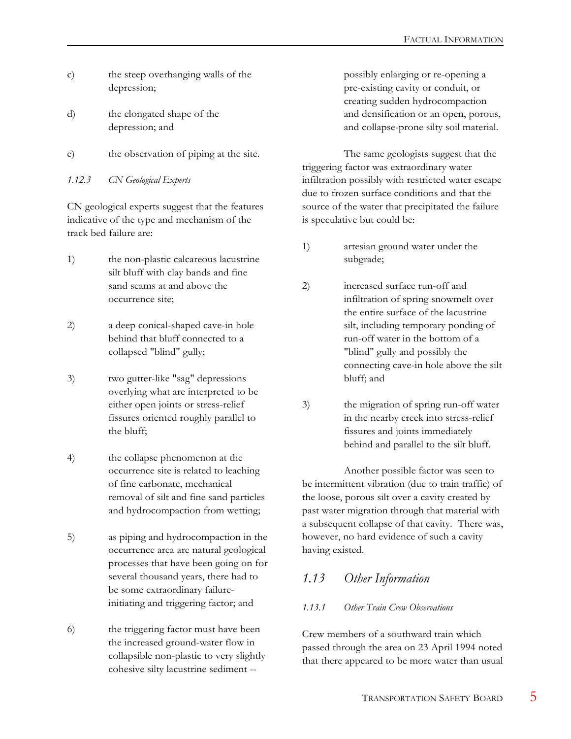c) the steep overhanging walls of the depression;

d) the elongated shape of the depression; and

e) the observation of piping at the site.

#### *1.12.3 CN Geological Experts*

CN geological experts suggest that the features indicative of the type and mechanism of the track bed failure are:

1) the non-plastic calcareous lacustrine silt bluff with clay bands and fine sand seams at and above the occurrence site;

2) a deep conical-shaped cave-in hole behind that bluff connected to a collapsed "blind" gully;

3) two gutter-like "sag" depressions overlying what are interpreted to be either open joints or stress-relief fissures oriented roughly parallel to the bluff;

4) the collapse phenomenon at the occurrence site is related to leaching of fine carbonate, mechanical removal of silt and fine sand particles and hydrocompaction from wetting;

5) as piping and hydrocompaction in the occurrence area are natural geological processes that have been going on for several thousand years, there had to be some extraordinary failure-initiating and triggering factor; and

6) the triggering factor must have been the increased ground-water flow in collapsible non-plastic to very slightly cohesive silty lacustrine sediment -- possibly enlarging or re-opening a pre-existing cavity or conduit, or creating sudden hydrocompaction and densification or an open, porous, and collapse-prone silty soil material.

The same geologists suggest that the triggering factor was extraordinary water infiltration possibly with restricted water escape due to frozen surface conditions and that the source of the water that precipitated the failure is speculative but could be:

1) artesian ground water under the subgrade;

2) increased surface run-off and infiltration of spring snowmelt over the entire surface of the lacustrine silt, including temporary ponding of run-off water in the bottom of a "blind" gully and possibly the connecting cave-in hole above the silt bluff; and

3) the migration of spring run-off water in the nearby creek into stress-relief fissures and joints immediately behind and parallel to the silt bluff.

Another possible factor was seen to be intermittent vibration (due to train traffic) of the loose, porous silt over a cavity created by past water migration through that material with a subsequent collapse of that cavity. There was, however, no hard evidence of such a cavity having existed.

## *1.13 Other Information*

#### *1.13.1 Other Train Crew Observations*

Crew members of a southward train which passed through the area on 23 April 1994 noted that there appeared to be more water than usual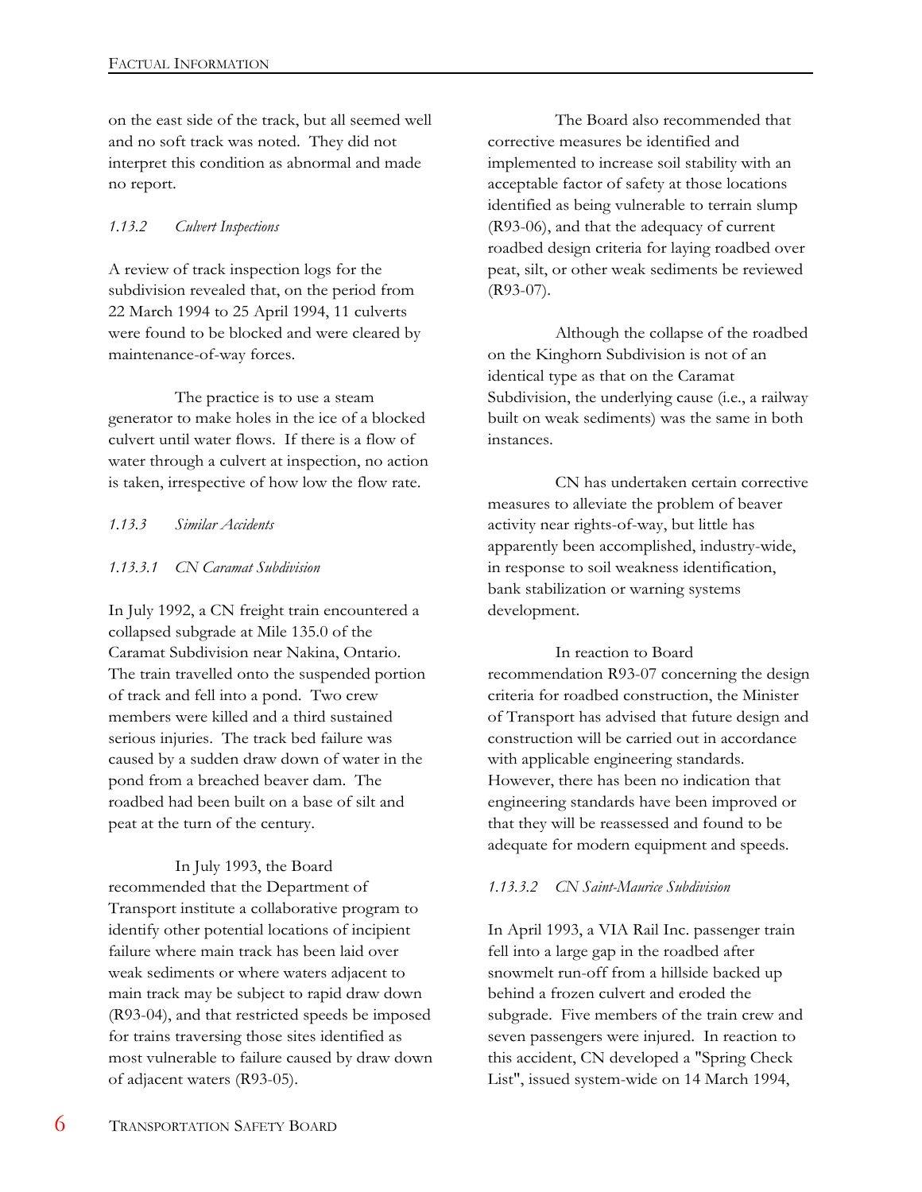on the east side of the track, but all seemed well and no soft track was noted. They did not interpret this condition as abnormal and made no report.

### *1.13.2 Culvert Inspections*

A review of track inspection logs for the subdivision revealed that, on the period from 22 March 1994 to 25 April 1994, 11 culverts were found to be blocked and were cleared by maintenance-of-way forces.

The practice is to use a steam generator to make holes in the ice of a blocked culvert until water flows. If there is a flow of water through a culvert at inspection, no action is taken, irrespective of how low the flow rate.

### *1.13.3 Similar Accidents*

#### *1.13.3.1 CN Caramat Subdivision*

In July 1992, a CN freight train encountered a collapsed subgrade at Mile 135.0 of the Caramat Subdivision near Nakina, Ontario. The train travelled onto the suspended portion of track and fell into a pond. Two crew members were killed and a third sustained serious injuries. The track bed failure was caused by a sudden draw down of water in the pond from a breached beaver dam. The roadbed had been built on a base of silt and peat at the turn of the century.

In July 1993, the Board recommended that the Department of Transport institute a collaborative program to identify other potential locations of incipient failure where main track has been laid over weak sediments or where waters adjacent to main track may be subject to rapid draw down (R93-04), and that restricted speeds be imposed for trains traversing those sites identified as most vulnerable to failure caused by draw down of adjacent waters (R93-05).

The Board also recommended that corrective measures be identified and implemented to increase soil stability with an acceptable factor of safety at those locations identified as being vulnerable to terrain slump (R93-06), and that the adequacy of current roadbed design criteria for laying roadbed over peat, silt, or other weak sediments be reviewed (R93-07).

Although the collapse of the roadbed on the Kinghorn Subdivision is not of an identical type as that on the Caramat Subdivision, the underlying cause (i.e., a railway built on weak sediments) was the same in both instances.

CN has undertaken certain corrective measures to alleviate the problem of beaver activity near rights-of-way, but little has apparently been accomplished, industry-wide, in response to soil weakness identification, bank stabilization or warning systems development.

In reaction to Board recommendation R93-07 concerning the design criteria for roadbed construction, the Minister of Transport has advised that future design and construction will be carried out in accordance with applicable engineering standards. However, there has been no indication that engineering standards have been improved or that they will be reassessed and found to be adequate for modern equipment and speeds.

#### *1.13.3.2 CN Saint-Maurice Subdivision*

In April 1993, a VIA Rail Inc. passenger train fell into a large gap in the roadbed after snowmelt run-off from a hillside backed up behind a frozen culvert and eroded the subgrade. Five members of the train crew and seven passengers were injured. In reaction to this accident, CN developed a "Spring Check List", issued system-wide on 14 March 1994,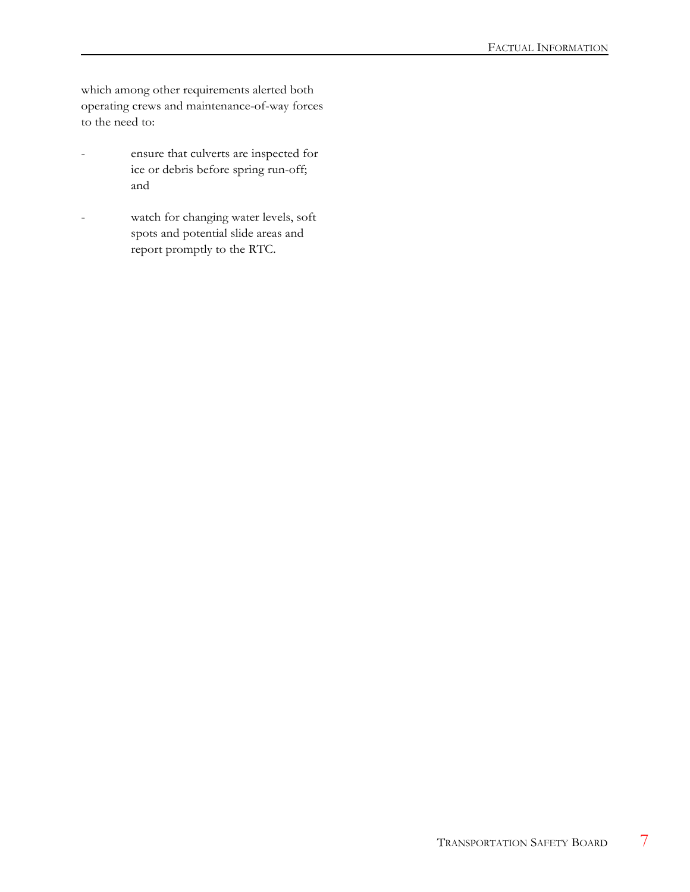which among other requirements alerted both operating crews and maintenance-of-way forces to the need to:

- ensure that culverts are inspected for ice or debris before spring run-off; and

- watch for changing water levels, soft spots and potential slide areas and report promptly to the RTC.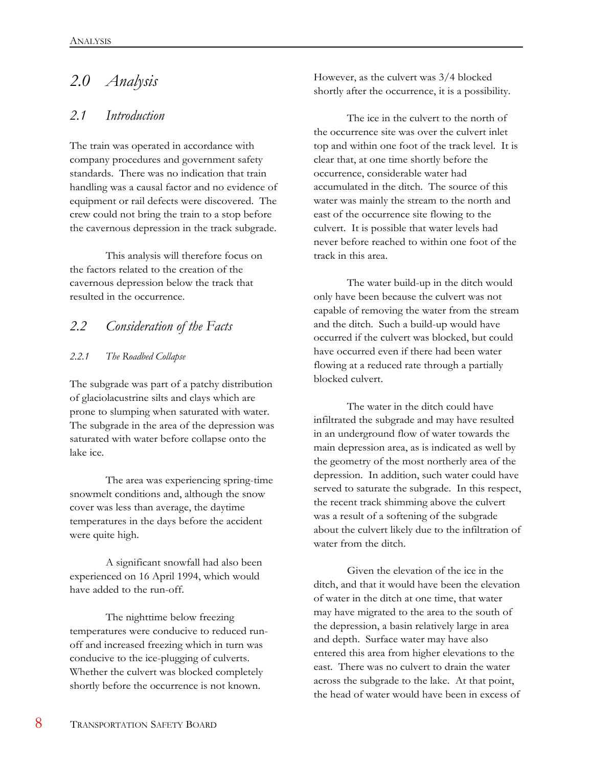# 2.0 Analysis

## 2.1 Introduction

The train was operated in accordance with company procedures and government safety standards. There was no indication that train handling was a causal factor and no evidence of equipment or rail defects were discovered. The crew could not bring the train to a stop before the cavernous depression in the track subgrade.

This analysis will therefore focus on the factors related to the creation of the cavernous depression below the track that resulted in the occurrence.

## 2.2 Consideration of the Facts

### 2.2.1 The Roadbed Collapse

The subgrade was part of a patchy distribution of glaciolacustrine silts and clays which are prone to slumping when saturated with water. The subgrade in the area of the depression was saturated with water before collapse onto the lake ice.

The area was experiencing spring-time snowmelt conditions and, although the snow cover was less than average, the daytime temperatures in the days before the accident were quite high.

A significant snowfall had also been experienced on 16 April 1994, which would have added to the run-off.

The nighttime below freezing temperatures were conducive to reduced run-off and increased freezing which in turn was conducive to the ice-plugging of culverts. Whether the culvert was blocked completely shortly before the occurrence is not known. However, as the culvert was 3/4 blocked shortly after the occurrence, it is a possibility.

The ice in the culvert to the north of the occurrence site was over the culvert inlet top and within one foot of the track level. It is clear that, at one time shortly before the occurrence, considerable water had accumulated in the ditch. The source of this water was mainly the stream to the north and east of the occurrence site flowing to the culvert. It is possible that water levels had never before reached to within one foot of the track in this area.

The water build-up in the ditch would only have been because the culvert was not capable of removing the water from the stream and the ditch. Such a build-up would have occurred if the culvert was blocked, but could have occurred even if there had been water flowing at a reduced rate through a partially blocked culvert.

The water in the ditch could have infiltrated the subgrade and may have resulted in an underground flow of water towards the main depression area, as is indicated as well by the geometry of the most northerly area of the depression. In addition, such water could have served to saturate the subgrade. In this respect, the recent track shimming above the culvert was a result of a softening of the subgrade about the culvert likely due to the infiltration of water from the ditch.

Given the elevation of the ice in the ditch, and that it would have been the elevation of water in the ditch at one time, that water may have migrated to the area to the south of the depression, a basin relatively large in area and depth. Surface water may have also entered this area from higher elevations to the east. There was no culvert to drain the water across the subgrade to the lake. At that point, the head of water would have been in excess of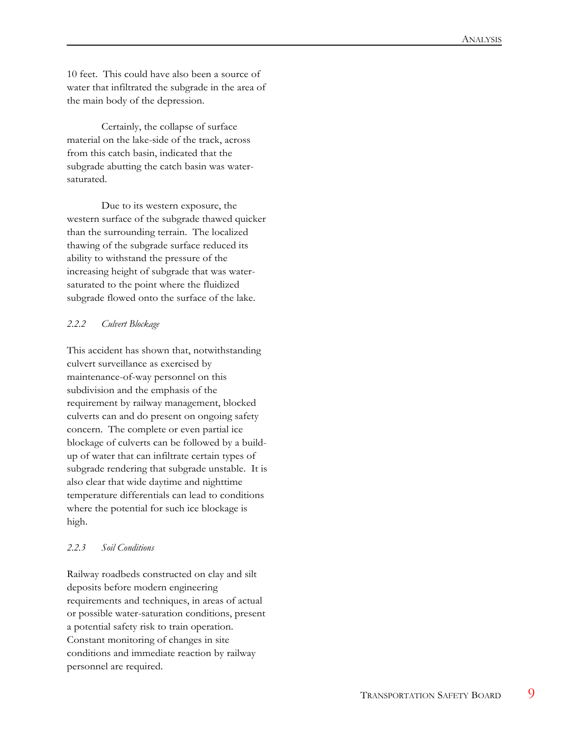10 feet. This could have also been a source of water that infiltrated the subgrade in the area of the main body of the depression.

Certainly, the collapse of surface material on the lake-side of the track, across from this catch basin, indicated that the subgrade abutting the catch basin was water-saturated.

Due to its western exposure, the western surface of the subgrade thawed quicker than the surrounding terrain. The localized thawing of the subgrade surface reduced its ability to withstand the pressure of the increasing height of subgrade that was water-saturated to the point where the fluidized subgrade flowed onto the surface of the lake.

### *2.2.2 Culvert Blockage*

This accident has shown that, notwithstanding culvert surveillance as exercised by maintenance-of-way personnel on this subdivision and the emphasis of the requirement by railway management, blocked culverts can and do present on ongoing safety concern. The complete or even partial ice blockage of culverts can be followed by a build-up of water that can infiltrate certain types of subgrade rendering that subgrade unstable. It is also clear that wide daytime and nighttime temperature differentials can lead to conditions where the potential for such ice blockage is high.

### *2.2.3 Soil Conditions*

Railway roadbeds constructed on clay and silt deposits before modern engineering requirements and techniques, in areas of actual or possible water-saturation conditions, present a potential safety risk to train operation. Constant monitoring of changes in site conditions and immediate reaction by railway personnel are required.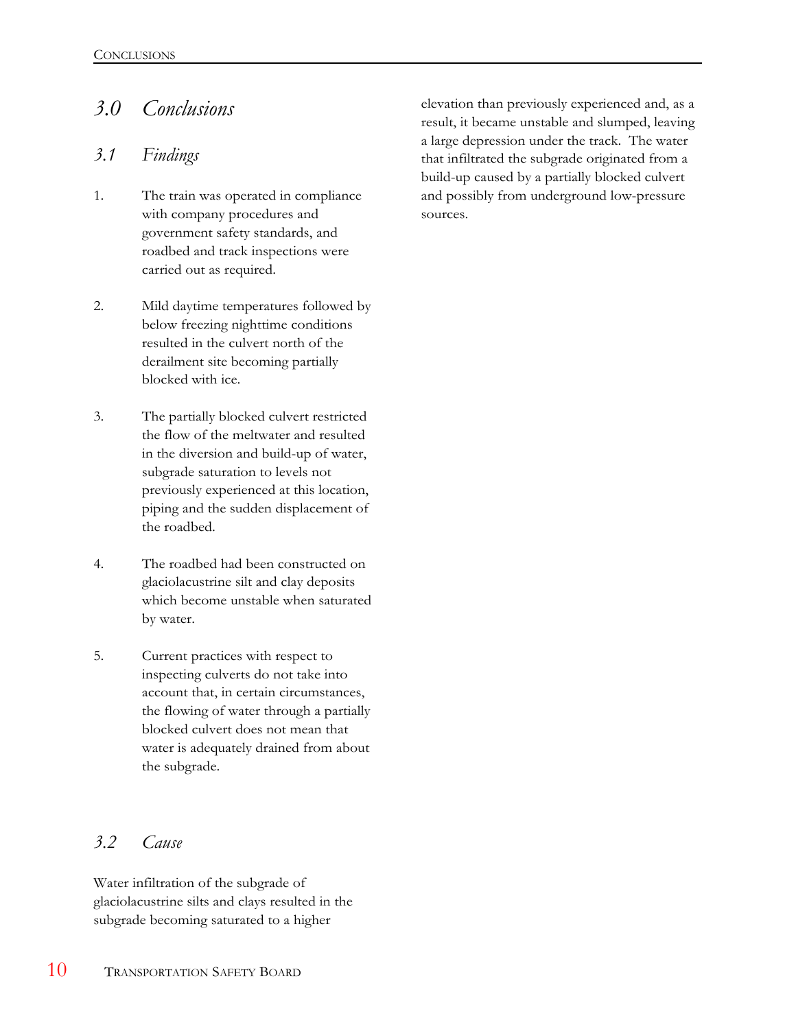# 3.0 Conclusions

## 3.1 Findings

1. The train was operated in compliance with company procedures and government safety standards, and roadbed and track inspections were carried out as required.

2. Mild daytime temperatures followed by below freezing nighttime conditions resulted in the culvert north of the derailment site becoming partially blocked with ice.

3. The partially blocked culvert restricted the flow of the meltwater and resulted in the diversion and build-up of water, subgrade saturation to levels not previously experienced at this location, piping and the sudden displacement of the roadbed.

4. The roadbed had been constructed on glaciolacustrine silt and clay deposits which become unstable when saturated by water.

5. Current practices with respect to inspecting culverts do not take into account that, in certain circumstances, the flowing of water through a partially blocked culvert does not mean that water is adequately drained from about the subgrade.

## 3.2 Cause

Water infiltration of the subgrade of glaciolacustrine silts and clays resulted in the subgrade becoming saturated to a higher elevation than previously experienced and, as a result, it became unstable and slumped, leaving a large depression under the track. The water that infiltrated the subgrade originated from a build-up caused by a partially blocked culvert and possibly from underground low-pressure sources.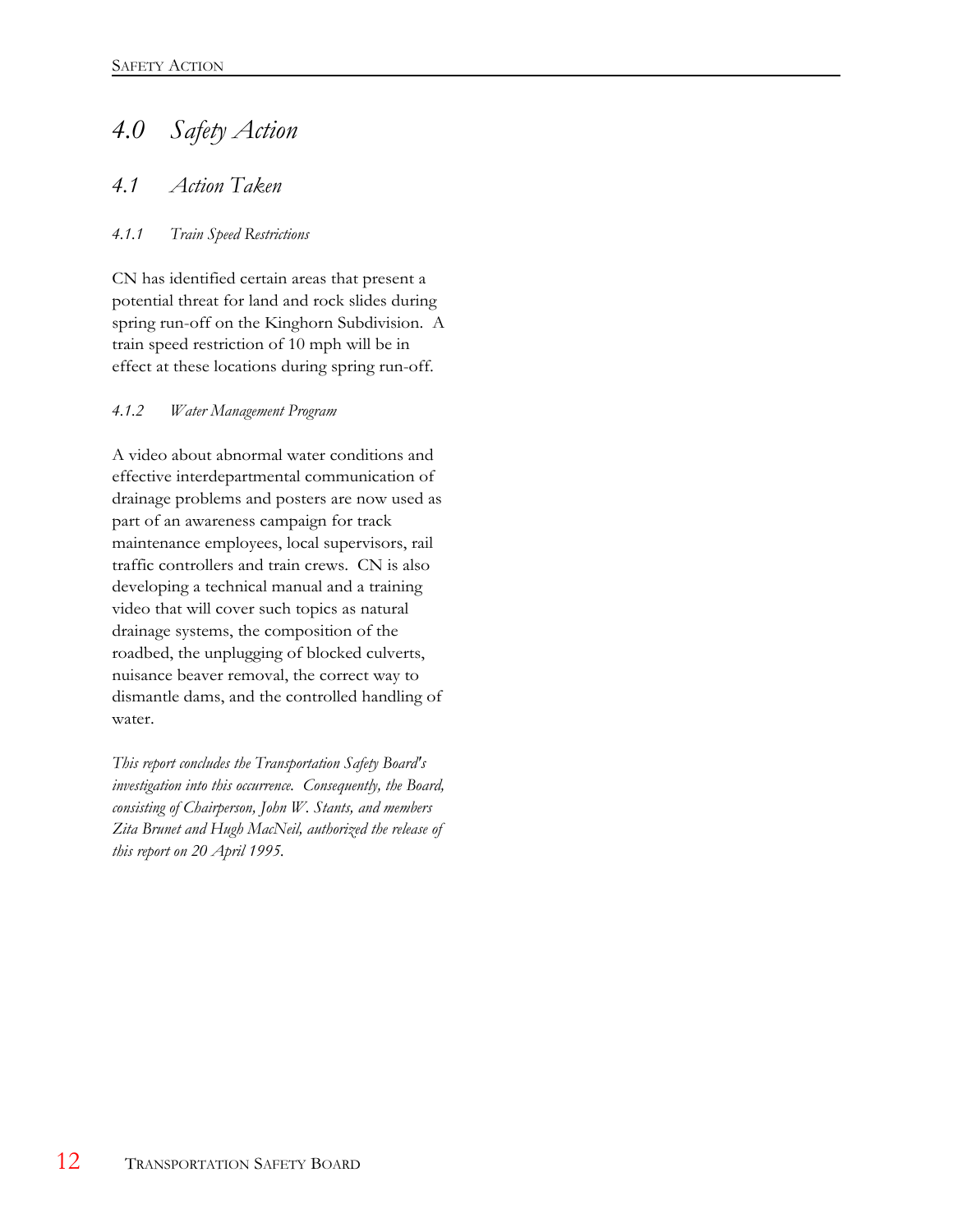# 4.0 Safety Action

## 4.1 Action Taken

### 4.1.1 Train Speed Restrictions

CN has identified certain areas that present a potential threat for land and rock slides during spring run-off on the Kinghorn Subdivision. A train speed restriction of 10 mph will be in effect at these locations during spring run-off.

### 4.1.2 Water Management Program

A video about abnormal water conditions and effective interdepartmental communication of drainage problems and posters are now used as part of an awareness campaign for track maintenance employees, local supervisors, rail traffic controllers and train crews. CN is also developing a technical manual and a training video that will cover such topics as natural drainage systems, the composition of the roadbed, the unplugging of blocked culverts, nuisance beaver removal, the correct way to dismantle dams, and the controlled handling of water.

*This report concludes the Transportation Safety Board's investigation into this occurrence. Consequently, the Board, consisting of Chairperson, John W. Stants, and members Zita Brunet and Hugh MacNeil, authorized the release of this report on 20 April 1995.*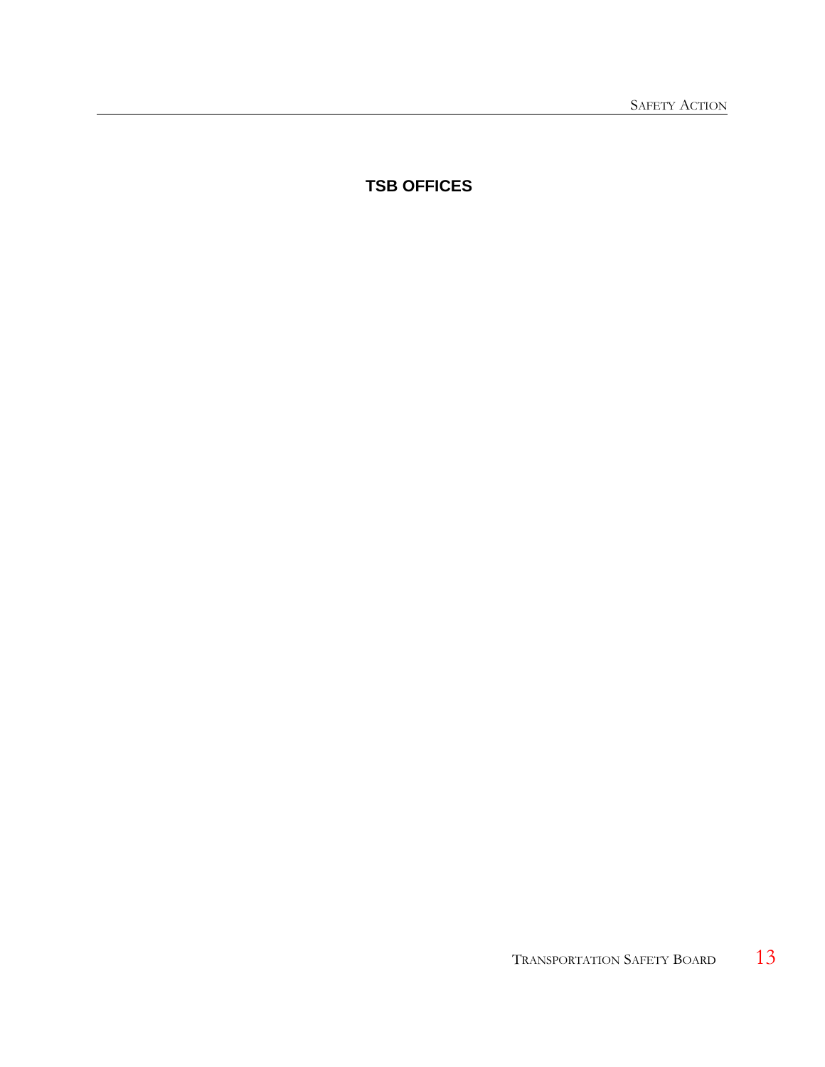## TSB OFFICES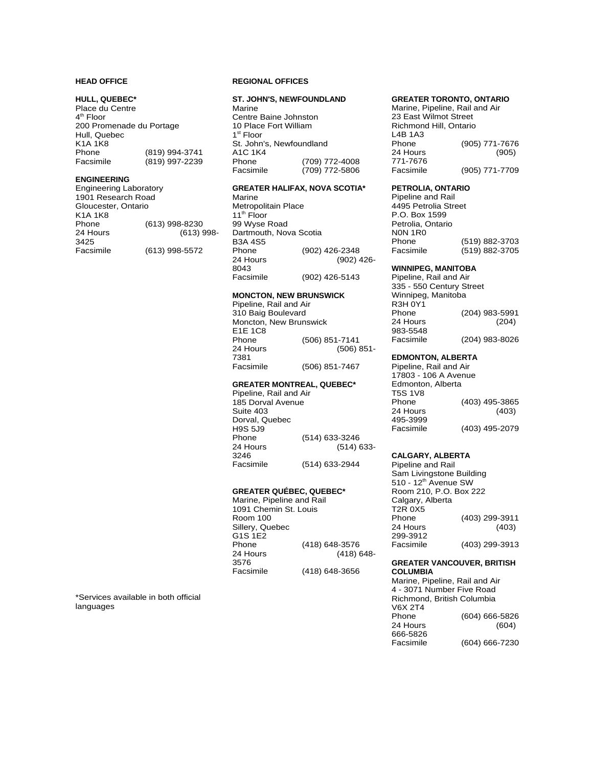**HEAD OFFICE**

**HULL, QUEBEC***
Place du Centre
4th Floor
200 Promenade du Portage
Hull, Quebec
K1A 1K8
Phone (819) 994-3741
Facsimile (819) 997-2239

**ENGINEERING**
Engineering Laboratory
1901 Research Road
Gloucester, Ontario
K1A 1K8
Phone (613) 998-8230
24 Hours (613) 998-3425
Facsimile (613) 998-5572

**REGIONAL OFFICES**

**ST. JOHN'S, NEWFOUNDLAND**
Marine
Centre Baine Johnston
10 Place Fort William
1st Floor
St. John's, Newfoundland
A1C 1K4
Phone (709) 772-4008
Facsimile (709) 772-5806

**GREATER HALIFAX, NOVA SCOTIA***
Marine
Metropolitain Place
11th Floor
99 Wyse Road
Dartmouth, Nova Scotia
B3A 4S5
Phone (902) 426-2348
24 Hours (902) 426-8043
Facsimile (902) 426-5143

**MONCTON, NEW BRUNSWICK**
Pipeline, Rail and Air
310 Baig Boulevard
Moncton, New Brunswick
E1E 1C8
Phone (506) 851-7141
24 Hours (506) 851-7381
Facsimile (506) 851-7467

**GREATER MONTREAL, QUEBEC***
Pipeline, Rail and Air
185 Dorval Avenue
Suite 403
Dorval, Quebec
H9S 5J9
Phone (514) 633-3246
24 Hours (514) 633-3246
Facsimile (514) 633-2944

**GREATER QUÉBEC, QUEBEC***
Marine, Pipeline and Rail
1091 Chemin St. Louis
Room 100
Sillery, Quebec
G1S 1E2
Phone (418) 648-3576
24 Hours (418) 648-3576
Facsimile (418) 648-3656

**GREATER TORONTO, ONTARIO**
Marine, Pipeline, Rail and Air
23 East Wilmot Street
Richmond Hill, Ontario
L4B 1A3
Phone (905) 771-7676
24 Hours (905) 771-7676
Facsimile (905) 771-7709

**PETROLIA, ONTARIO**
Pipeline and Rail
4495 Petrolia Street
P.O. Box 1599
Petrolia, Ontario
N0N 1R0
Phone (519) 882-3703
Facsimile (519) 882-3705

**WINNIPEG, MANITOBA**
Pipeline, Rail and Air
335 - 550 Century Street
Winnipeg, Manitoba
R3H 0Y1
Phone (204) 983-5991
24 Hours (204) 983-5548
Facsimile (204) 983-8026

**EDMONTON, ALBERTA**
Pipeline, Rail and Air
17803 - 106 A Avenue
Edmonton, Alberta
T5S 1V8
Phone (403) 495-3865
24 Hours (403) 495-3999
Facsimile (403) 495-2079

**CALGARY, ALBERTA**
Pipeline and Rail
Sam Livingstone Building
510 - 12th Avenue SW
Room 210, P.O. Box 222
Calgary, Alberta
T2R 0X5
Phone (403) 299-3911
24 Hours (403) 299-3912
Facsimile (403) 299-3913

**GREATER VANCOUVER, BRITISH COLUMBIA**
Marine, Pipeline, Rail and Air
4 - 3071 Number Five Road
Richmond, British Columbia
V6X 2T4
Phone (604) 666-5826
24 Hours (604) 666-5826
Facsimile (604) 666-7230

*Services available in both official languages